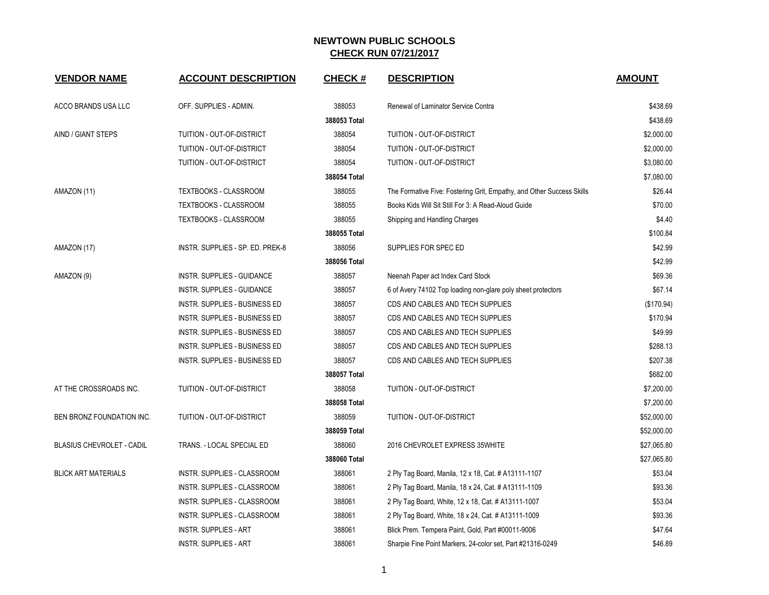# NEWTOWN PUBLIC SCHOOLS

## CHECK RUN 07/21/2017

| VENDOR NAME | ACCOUNT DESCRIPTION | CHECK # | DESCRIPTION | AMOUNT |
|---|---|---|---|---|
| ACCO BRANDS USA LLC | OFF. SUPPLIES - ADMIN. | 388053 | Renewal of Laminator Service Contra | $438.69 |
| | | 388053 Total | | $438.69 |
| AIND / GIANT STEPS | TUITION - OUT-OF-DISTRICT | 388054 | TUITION - OUT-OF-DISTRICT | $2,000.00 |
| | TUITION - OUT-OF-DISTRICT | 388054 | TUITION - OUT-OF-DISTRICT | $2,000.00 |
| | TUITION - OUT-OF-DISTRICT | 388054 | TUITION - OUT-OF-DISTRICT | $3,080.00 |
| | | 388054 Total | | $7,080.00 |
| AMAZON (11) | TEXTBOOKS - CLASSROOM | 388055 | The Formative Five: Fostering Grit, Empathy, and Other Success Skills | $26.44 |
| | TEXTBOOKS - CLASSROOM | 388055 | Books Kids Will Sit Still For 3: A Read-Aloud Guide | $70.00 |
| | TEXTBOOKS - CLASSROOM | 388055 | Shipping and Handling Charges | $4.40 |
| | | 388055 Total | | $100.84 |
| AMAZON (17) | INSTR. SUPPLIES - SP. ED. PREK-8 | 388056 | SUPPLIES FOR SPEC ED | $42.99 |
| | | 388056 Total | | $42.99 |
| AMAZON (9) | INSTR. SUPPLIES - GUIDANCE | 388057 | Neenah Paper act Index Card Stock | $69.36 |
| | INSTR. SUPPLIES - GUIDANCE | 388057 | 6 of Avery 74102 Top loading non-glare poly sheet protectors | $67.14 |
| | INSTR. SUPPLIES - BUSINESS ED | 388057 | CDS AND CABLES AND TECH SUPPLIES | ($170.94) |
| | INSTR. SUPPLIES - BUSINESS ED | 388057 | CDS AND CABLES AND TECH SUPPLIES | $170.94 |
| | INSTR. SUPPLIES - BUSINESS ED | 388057 | CDS AND CABLES AND TECH SUPPLIES | $49.99 |
| | INSTR. SUPPLIES - BUSINESS ED | 388057 | CDS AND CABLES AND TECH SUPPLIES | $288.13 |
| | INSTR. SUPPLIES - BUSINESS ED | 388057 | CDS AND CABLES AND TECH SUPPLIES | $207.38 |
| | | 388057 Total | | $682.00 |
| AT THE CROSSROADS INC. | TUITION - OUT-OF-DISTRICT | 388058 | TUITION - OUT-OF-DISTRICT | $7,200.00 |
| | | 388058 Total | | $7,200.00 |
| BEN BRONZ FOUNDATION INC. | TUITION - OUT-OF-DISTRICT | 388059 | TUITION - OUT-OF-DISTRICT | $52,000.00 |
| | | 388059 Total | | $52,000.00 |
| BLASIUS CHEVROLET - CADIL | TRANS. - LOCAL SPECIAL ED | 388060 | 2016 CHEVROLET EXPRESS 35WHITE | $27,065.80 |
| | | 388060 Total | | $27,065.80 |
| BLICK ART MATERIALS | INSTR. SUPPLIES - CLASSROOM | 388061 | 2 Ply Tag Board, Manila, 12 x 18, Cat. # A13111-1107 | $53.04 |
| | INSTR. SUPPLIES - CLASSROOM | 388061 | 2 Ply Tag Board, Manila, 18 x 24, Cat. # A13111-1109 | $93.36 |
| | INSTR. SUPPLIES - CLASSROOM | 388061 | 2 Ply Tag Board, White, 12 x 18, Cat. # A13111-1007 | $53.04 |
| | INSTR. SUPPLIES - CLASSROOM | 388061 | 2 Ply Tag Board, White, 18 x 24, Cat. # A13111-1009 | $93.36 |
| | INSTR. SUPPLIES - ART | 388061 | Blick Prem. Tempera Paint, Gold, Part #00011-9006 | $47.64 |
| | INSTR. SUPPLIES - ART | 388061 | Sharpie Fine Point Markers, 24-color set, Part #21316-0249 | $46.89 |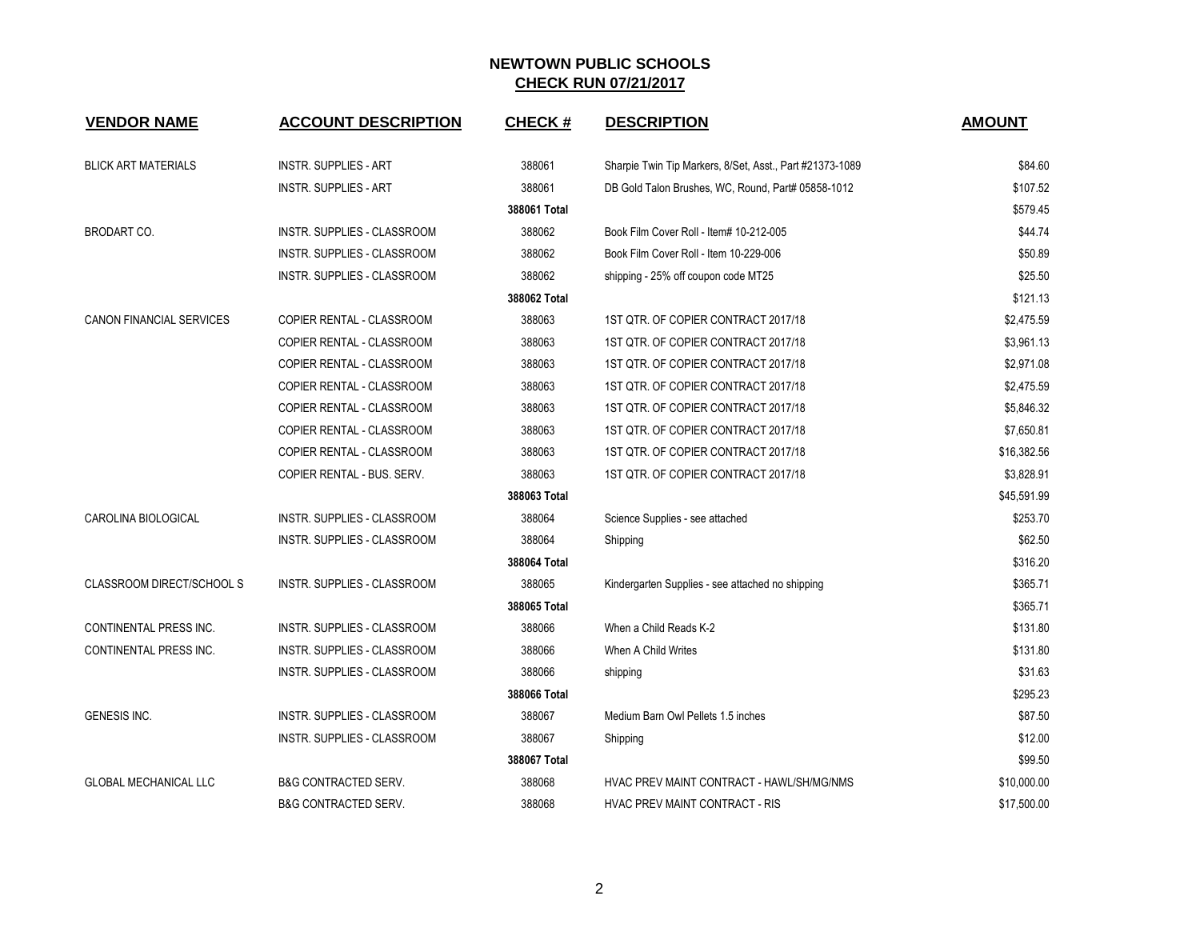# NEWTOWN PUBLIC SCHOOLS
## CHECK RUN 07/21/2017

| VENDOR NAME | ACCOUNT DESCRIPTION | CHECK # | DESCRIPTION | AMOUNT |
|---|---|---|---|---|
| BLICK ART MATERIALS | INSTR. SUPPLIES - ART | 388061 | Sharpie Twin Tip Markers, 8/Set, Asst., Part #21373-1089 | $84.60 |
| | INSTR. SUPPLIES - ART | 388061 | DB Gold Talon Brushes, WC, Round, Part# 05858-1012 | $107.52 |
| | | **388061 Total** | | $579.45 |
| BRODART CO. | INSTR. SUPPLIES - CLASSROOM | 388062 | Book Film Cover Roll - Item# 10-212-005 | $44.74 |
| | INSTR. SUPPLIES - CLASSROOM | 388062 | Book Film Cover Roll - Item 10-229-006 | $50.89 |
| | INSTR. SUPPLIES - CLASSROOM | 388062 | shipping - 25% off coupon code MT25 | $25.50 |
| | | **388062 Total** | | $121.13 |
| CANON FINANCIAL SERVICES | COPIER RENTAL - CLASSROOM | 388063 | 1ST QTR. OF COPIER CONTRACT 2017/18 | $2,475.59 |
| | COPIER RENTAL - CLASSROOM | 388063 | 1ST QTR. OF COPIER CONTRACT 2017/18 | $3,961.13 |
| | COPIER RENTAL - CLASSROOM | 388063 | 1ST QTR. OF COPIER CONTRACT 2017/18 | $2,971.08 |
| | COPIER RENTAL - CLASSROOM | 388063 | 1ST QTR. OF COPIER CONTRACT 2017/18 | $2,475.59 |
| | COPIER RENTAL - CLASSROOM | 388063 | 1ST QTR. OF COPIER CONTRACT 2017/18 | $5,846.32 |
| | COPIER RENTAL - CLASSROOM | 388063 | 1ST QTR. OF COPIER CONTRACT 2017/18 | $7,650.81 |
| | COPIER RENTAL - CLASSROOM | 388063 | 1ST QTR. OF COPIER CONTRACT 2017/18 | $16,382.56 |
| | COPIER RENTAL - BUS. SERV. | 388063 | 1ST QTR. OF COPIER CONTRACT 2017/18 | $3,828.91 |
| | | **388063 Total** | | $45,591.99 |
| CAROLINA BIOLOGICAL | INSTR. SUPPLIES - CLASSROOM | 388064 | Science Supplies - see attached | $253.70 |
| | INSTR. SUPPLIES - CLASSROOM | 388064 | Shipping | $62.50 |
| | | **388064 Total** | | $316.20 |
| CLASSROOM DIRECT/SCHOOL S | INSTR. SUPPLIES - CLASSROOM | 388065 | Kindergarten Supplies - see attached no shipping | $365.71 |
| | | **388065 Total** | | $365.71 |
| CONTINENTAL PRESS INC. | INSTR. SUPPLIES - CLASSROOM | 388066 | When a Child Reads K-2 | $131.80 |
| CONTINENTAL PRESS INC. | INSTR. SUPPLIES - CLASSROOM | 388066 | When A Child Writes | $131.80 |
| | INSTR. SUPPLIES - CLASSROOM | 388066 | shipping | $31.63 |
| | | **388066 Total** | | $295.23 |
| GENESIS INC. | INSTR. SUPPLIES - CLASSROOM | 388067 | Medium Barn Owl Pellets 1.5 inches | $87.50 |
| | INSTR. SUPPLIES - CLASSROOM | 388067 | Shipping | $12.00 |
| | | **388067 Total** | | $99.50 |
| GLOBAL MECHANICAL LLC | B&G CONTRACTED SERV. | 388068 | HVAC PREV MAINT CONTRACT - HAWL/SH/MG/NMS | $10,000.00 |
| | B&G CONTRACTED SERV. | 388068 | HVAC PREV MAINT CONTRACT - RIS | $17,500.00 |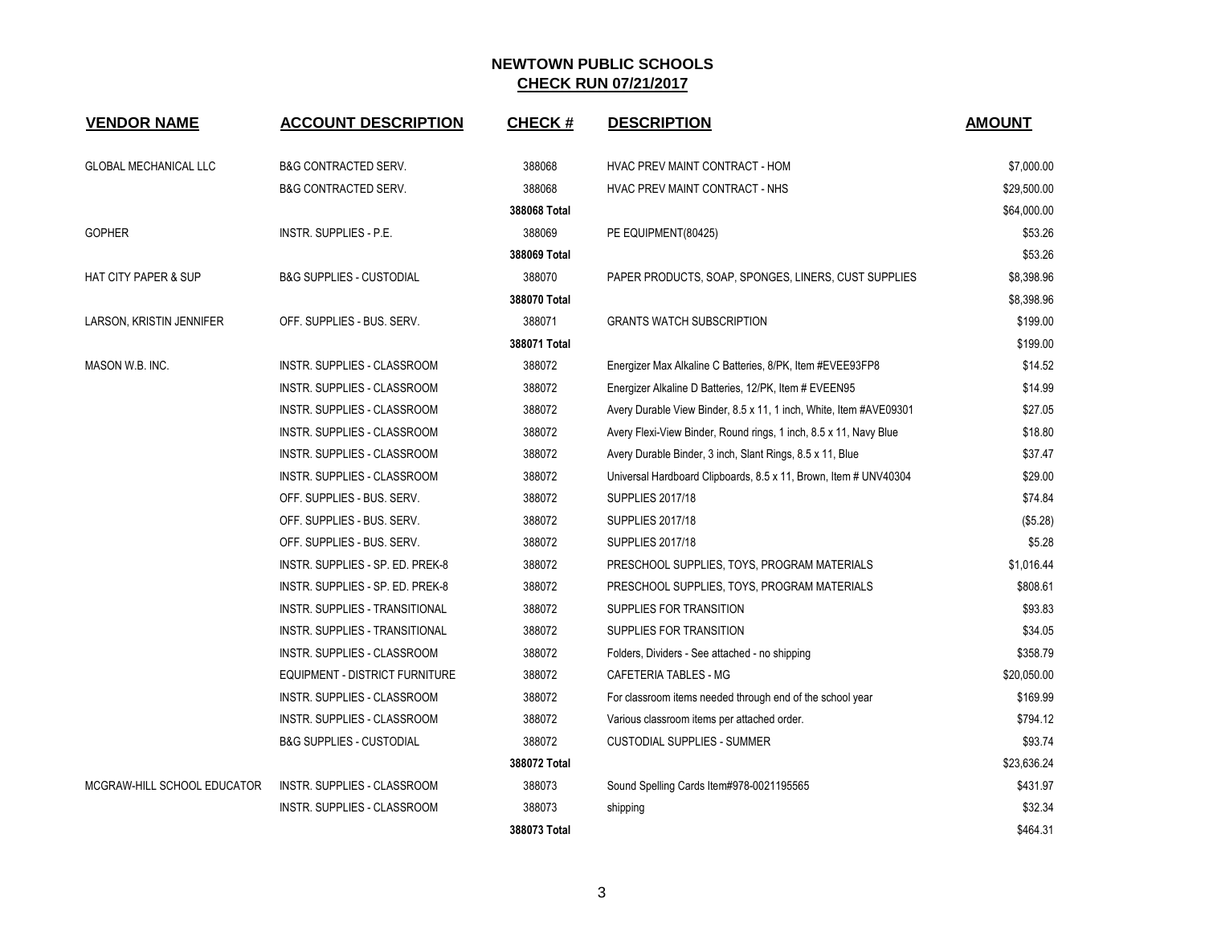# NEWTOWN PUBLIC SCHOOLS

## CHECK RUN 07/21/2017

| VENDOR NAME | ACCOUNT DESCRIPTION | CHECK # | DESCRIPTION | AMOUNT |
|---|---|---|---|---|
| GLOBAL MECHANICAL LLC | B&G CONTRACTED SERV. | 388068 | HVAC PREV MAINT CONTRACT - HOM | $7,000.00 |
| | B&G CONTRACTED SERV. | 388068 | HVAC PREV MAINT CONTRACT - NHS | $29,500.00 |
| | | **388068 Total** | | $64,000.00 |
| GOPHER | INSTR. SUPPLIES - P.E. | 388069 | PE EQUIPMENT(80425) | $53.26 |
| | | **388069 Total** | | $53.26 |
| HAT CITY PAPER & SUP | B&G SUPPLIES - CUSTODIAL | 388070 | PAPER PRODUCTS, SOAP, SPONGES, LINERS, CUST SUPPLIES | $8,398.96 |
| | | **388070 Total** | | $8,398.96 |
| LARSON, KRISTIN JENNIFER | OFF. SUPPLIES - BUS. SERV. | 388071 | GRANTS WATCH SUBSCRIPTION | $199.00 |
| | | **388071 Total** | | $199.00 |
| MASON W.B. INC. | INSTR. SUPPLIES - CLASSROOM | 388072 | Energizer Max Alkaline C Batteries, 8/PK, Item #EVEE93FP8 | $14.52 |
| | INSTR. SUPPLIES - CLASSROOM | 388072 | Energizer Alkaline D Batteries, 12/PK, Item # EVEEN95 | $14.99 |
| | INSTR. SUPPLIES - CLASSROOM | 388072 | Avery Durable View Binder, 8.5 x 11, 1 inch, White, Item #AVE09301 | $27.05 |
| | INSTR. SUPPLIES - CLASSROOM | 388072 | Avery Flexi-View Binder, Round rings, 1 inch, 8.5 x 11, Navy Blue | $18.80 |
| | INSTR. SUPPLIES - CLASSROOM | 388072 | Avery Durable Binder, 3 inch, Slant Rings, 8.5 x 11, Blue | $37.47 |
| | INSTR. SUPPLIES - CLASSROOM | 388072 | Universal Hardboard Clipboards, 8.5 x 11, Brown, Item # UNV40304 | $29.00 |
| | OFF. SUPPLIES - BUS. SERV. | 388072 | SUPPLIES 2017/18 | $74.84 |
| | OFF. SUPPLIES - BUS. SERV. | 388072 | SUPPLIES 2017/18 | ($5.28) |
| | OFF. SUPPLIES - BUS. SERV. | 388072 | SUPPLIES 2017/18 | $5.28 |
| | INSTR. SUPPLIES - SP. ED. PREK-8 | 388072 | PRESCHOOL SUPPLIES, TOYS, PROGRAM MATERIALS | $1,016.44 |
| | INSTR. SUPPLIES - SP. ED. PREK-8 | 388072 | PRESCHOOL SUPPLIES, TOYS, PROGRAM MATERIALS | $808.61 |
| | INSTR. SUPPLIES - TRANSITIONAL | 388072 | SUPPLIES FOR TRANSITION | $93.83 |
| | INSTR. SUPPLIES - TRANSITIONAL | 388072 | SUPPLIES FOR TRANSITION | $34.05 |
| | INSTR. SUPPLIES - CLASSROOM | 388072 | Folders, Dividers - See attached - no shipping | $358.79 |
| | EQUIPMENT - DISTRICT FURNITURE | 388072 | CAFETERIA TABLES - MG | $20,050.00 |
| | INSTR. SUPPLIES - CLASSROOM | 388072 | For classroom items needed through end of the school year | $169.99 |
| | INSTR. SUPPLIES - CLASSROOM | 388072 | Various classroom items per attached order. | $794.12 |
| | B&G SUPPLIES - CUSTODIAL | 388072 | CUSTODIAL SUPPLIES - SUMMER | $93.74 |
| | | **388072 Total** | | $23,636.24 |
| MCGRAW-HILL SCHOOL EDUCATOR | INSTR. SUPPLIES - CLASSROOM | 388073 | Sound Spelling Cards Item#978-0021195565 | $431.97 |
| | INSTR. SUPPLIES - CLASSROOM | 388073 | shipping | $32.34 |
| | | **388073 Total** | | $464.31 |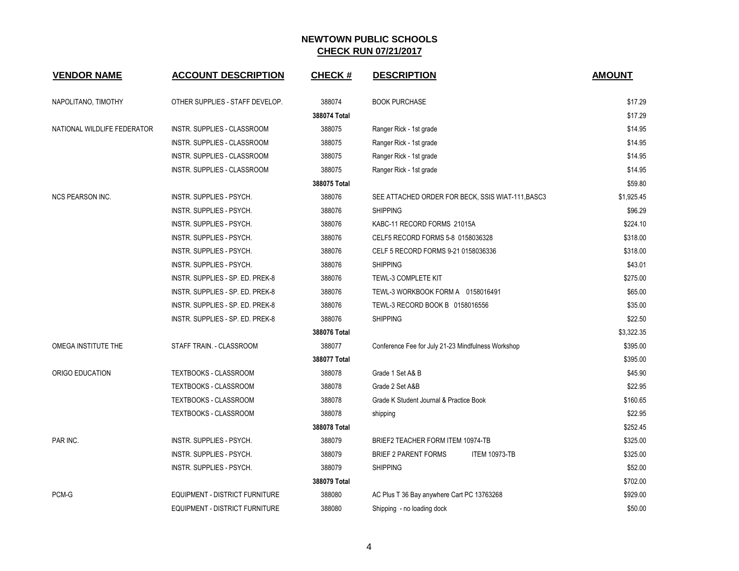# NEWTOWN PUBLIC SCHOOLS
## CHECK RUN 07/21/2017

| VENDOR NAME | ACCOUNT DESCRIPTION | CHECK # | DESCRIPTION | AMOUNT |
|---|---|---|---|---|
| NAPOLITANO, TIMOTHY | OTHER SUPPLIES - STAFF DEVELOP. | 388074 | BOOK PURCHASE | $17.29 |
| | | **388074 Total** | | $17.29 |
| NATIONAL WILDLIFE FEDERATOR | INSTR. SUPPLIES - CLASSROOM | 388075 | Ranger Rick - 1st grade | $14.95 |
| | INSTR. SUPPLIES - CLASSROOM | 388075 | Ranger Rick - 1st grade | $14.95 |
| | INSTR. SUPPLIES - CLASSROOM | 388075 | Ranger Rick - 1st grade | $14.95 |
| | INSTR. SUPPLIES - CLASSROOM | 388075 | Ranger Rick - 1st grade | $14.95 |
| | | **388075 Total** | | $59.80 |
| NCS PEARSON INC. | INSTR. SUPPLIES - PSYCH. | 388076 | SEE ATTACHED ORDER FOR BECK, SSIS WIAT-111,BASC3 | $1,925.45 |
| | INSTR. SUPPLIES - PSYCH. | 388076 | SHIPPING | $96.29 |
| | INSTR. SUPPLIES - PSYCH. | 388076 | KABC-11 RECORD FORMS 21015A | $224.10 |
| | INSTR. SUPPLIES - PSYCH. | 388076 | CELF5 RECORD FORMS 5-8 0158036328 | $318.00 |
| | INSTR. SUPPLIES - PSYCH. | 388076 | CELF 5 RECORD FORMS 9-21 0158036336 | $318.00 |
| | INSTR. SUPPLIES - PSYCH. | 388076 | SHIPPING | $43.01 |
| | INSTR. SUPPLIES - SP. ED. PREK-8 | 388076 | TEWL-3 COMPLETE KIT | $275.00 |
| | INSTR. SUPPLIES - SP. ED. PREK-8 | 388076 | TEWL-3 WORKBOOK FORM A 0158016491 | $65.00 |
| | INSTR. SUPPLIES - SP. ED. PREK-8 | 388076 | TEWL-3 RECORD BOOK B 0158016556 | $35.00 |
| | INSTR. SUPPLIES - SP. ED. PREK-8 | 388076 | SHIPPING | $22.50 |
| | | **388076 Total** | | $3,322.35 |
| OMEGA INSTITUTE THE | STAFF TRAIN. - CLASSROOM | 388077 | Conference Fee for July 21-23 Mindfulness Workshop | $395.00 |
| | | **388077 Total** | | $395.00 |
| ORIGO EDUCATION | TEXTBOOKS - CLASSROOM | 388078 | Grade 1 Set A& B | $45.90 |
| | TEXTBOOKS - CLASSROOM | 388078 | Grade 2 Set A&B | $22.95 |
| | TEXTBOOKS - CLASSROOM | 388078 | Grade K Student Journal & Practice Book | $160.65 |
| | TEXTBOOKS - CLASSROOM | 388078 | shipping | $22.95 |
| | | **388078 Total** | | $252.45 |
| PAR INC. | INSTR. SUPPLIES - PSYCH. | 388079 | BRIEF2 TEACHER FORM ITEM 10974-TB | $325.00 |
| | INSTR. SUPPLIES - PSYCH. | 388079 | BRIEF 2 PARENT FORMS ITEM 10973-TB | $325.00 |
| | INSTR. SUPPLIES - PSYCH. | 388079 | SHIPPING | $52.00 |
| | | **388079 Total** | | $702.00 |
| PCM-G | EQUIPMENT - DISTRICT FURNITURE | 388080 | AC Plus T 36 Bay anywhere Cart PC 13763268 | $929.00 |
| | EQUIPMENT - DISTRICT FURNITURE | 388080 | Shipping - no loading dock | $50.00 |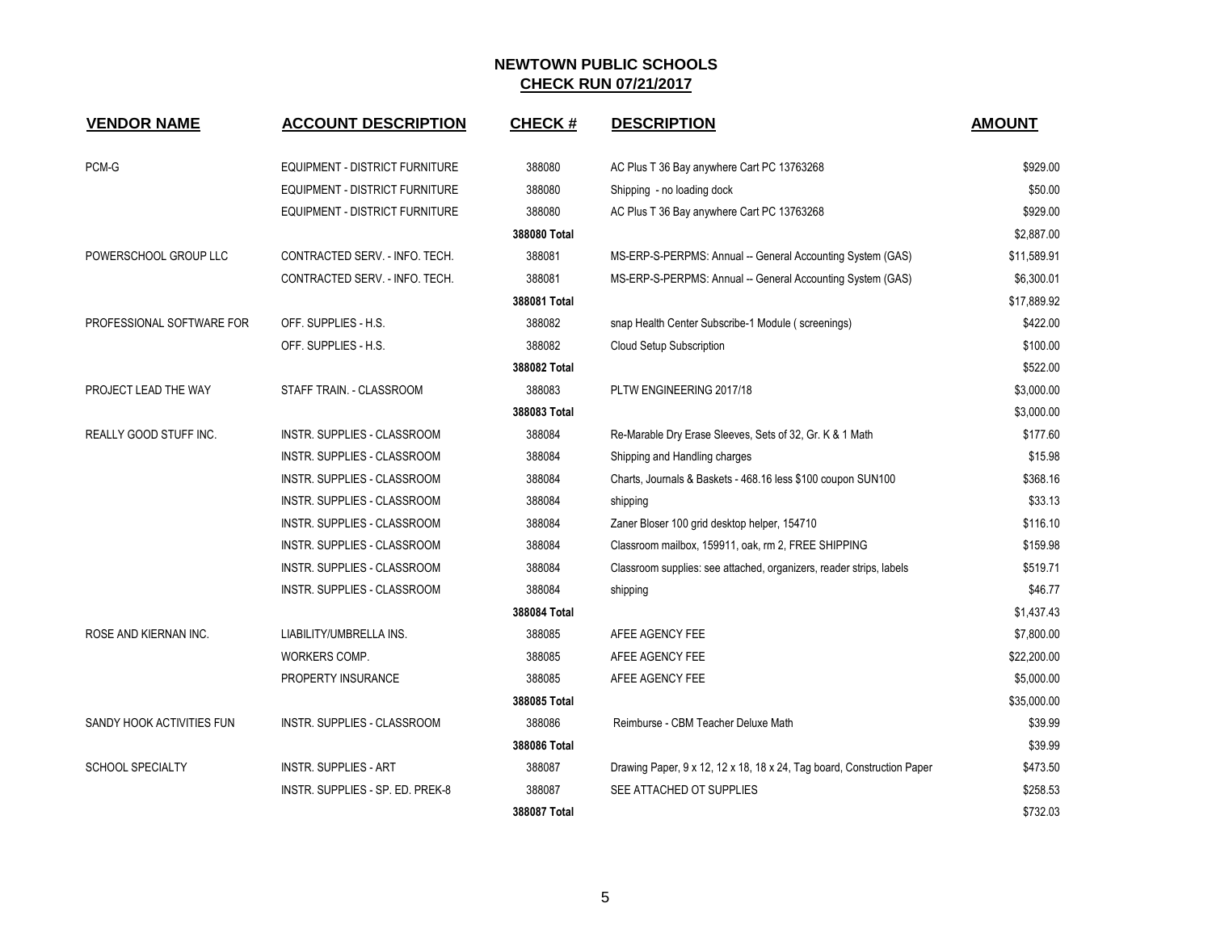# NEWTOWN PUBLIC SCHOOLS
## CHECK RUN 07/21/2017

| VENDOR NAME | ACCOUNT DESCRIPTION | CHECK # | DESCRIPTION | AMOUNT |
|---|---|---|---|---|
| PCM-G | EQUIPMENT - DISTRICT FURNITURE | 388080 | AC Plus T 36 Bay anywhere Cart PC 13763268 | $929.00 |
| | EQUIPMENT - DISTRICT FURNITURE | 388080 | Shipping - no loading dock | $50.00 |
| | EQUIPMENT - DISTRICT FURNITURE | 388080 | AC Plus T 36 Bay anywhere Cart PC 13763268 | $929.00 |
| | | **388080 Total** | | $2,887.00 |
| POWERSCHOOL GROUP LLC | CONTRACTED SERV. - INFO. TECH. | 388081 | MS-ERP-S-PERPMS: Annual -- General Accounting System (GAS) | $11,589.91 |
| | CONTRACTED SERV. - INFO. TECH. | 388081 | MS-ERP-S-PERPMS: Annual -- General Accounting System (GAS) | $6,300.01 |
| | | **388081 Total** | | $17,889.92 |
| PROFESSIONAL SOFTWARE FOR | OFF. SUPPLIES - H.S. | 388082 | snap Health Center Subscribe-1 Module ( screenings) | $422.00 |
| | OFF. SUPPLIES - H.S. | 388082 | Cloud Setup Subscription | $100.00 |
| | | **388082 Total** | | $522.00 |
| PROJECT LEAD THE WAY | STAFF TRAIN. - CLASSROOM | 388083 | PLTW ENGINEERING 2017/18 | $3,000.00 |
| | | **388083 Total** | | $3,000.00 |
| REALLY GOOD STUFF INC. | INSTR. SUPPLIES - CLASSROOM | 388084 | Re-Marable Dry Erase Sleeves, Sets of 32, Gr. K & 1 Math | $177.60 |
| | INSTR. SUPPLIES - CLASSROOM | 388084 | Shipping and Handling charges | $15.98 |
| | INSTR. SUPPLIES - CLASSROOM | 388084 | Charts, Journals & Baskets - 468.16 less $100 coupon SUN100 | $368.16 |
| | INSTR. SUPPLIES - CLASSROOM | 388084 | shipping | $33.13 |
| | INSTR. SUPPLIES - CLASSROOM | 388084 | Zaner Bloser 100 grid desktop helper, 154710 | $116.10 |
| | INSTR. SUPPLIES - CLASSROOM | 388084 | Classroom mailbox, 159911, oak, rm 2, FREE SHIPPING | $159.98 |
| | INSTR. SUPPLIES - CLASSROOM | 388084 | Classroom supplies: see attached, organizers, reader strips, labels | $519.71 |
| | INSTR. SUPPLIES - CLASSROOM | 388084 | shipping | $46.77 |
| | | **388084 Total** | | $1,437.43 |
| ROSE AND KIERNAN INC. | LIABILITY/UMBRELLA INS. | 388085 | AFEE AGENCY FEE | $7,800.00 |
| | WORKERS COMP. | 388085 | AFEE AGENCY FEE | $22,200.00 |
| | PROPERTY INSURANCE | 388085 | AFEE AGENCY FEE | $5,000.00 |
| | | **388085 Total** | | $35,000.00 |
| SANDY HOOK ACTIVITIES FUN | INSTR. SUPPLIES - CLASSROOM | 388086 | Reimburse - CBM Teacher Deluxe Math | $39.99 |
| | | **388086 Total** | | $39.99 |
| SCHOOL SPECIALTY | INSTR. SUPPLIES - ART | 388087 | Drawing Paper, 9 x 12, 12 x 18, 18 x 24, Tag board, Construction Paper | $473.50 |
| | INSTR. SUPPLIES - SP. ED. PREK-8 | 388087 | SEE ATTACHED OT SUPPLIES | $258.53 |
| | | **388087 Total** | | $732.03 |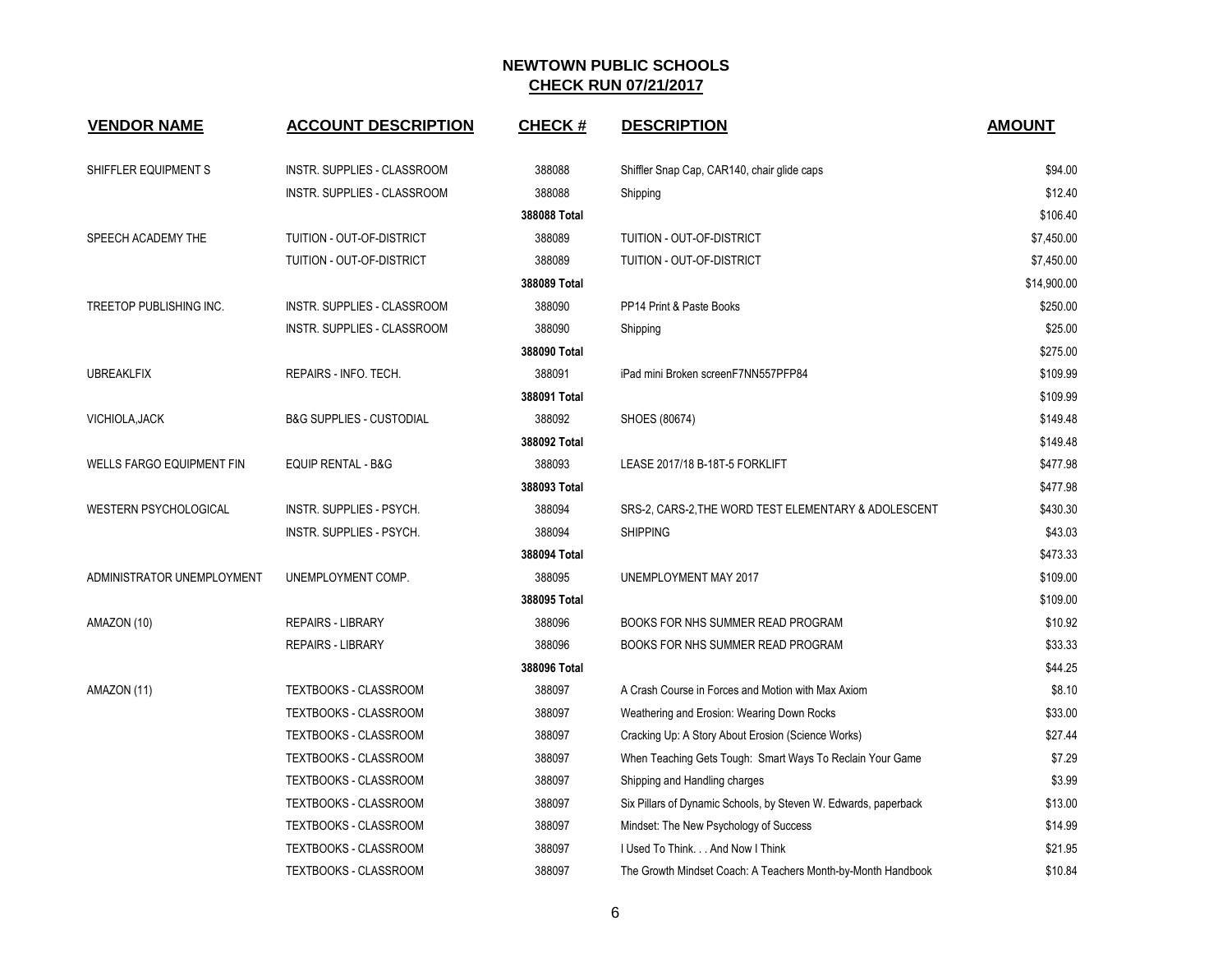# NEWTOWN PUBLIC SCHOOLS

## CHECK RUN 07/21/2017

| VENDOR NAME | ACCOUNT DESCRIPTION | CHECK # | DESCRIPTION | AMOUNT |
|---|---|---|---|---|
| SHIFFLER EQUIPMENT S | INSTR. SUPPLIES - CLASSROOM | 388088 | Shiffler Snap Cap, CAR140, chair glide caps | $94.00 |
| | INSTR. SUPPLIES - CLASSROOM | 388088 | Shipping | $12.40 |
| | | **388088 Total** | | $106.40 |
| SPEECH ACADEMY THE | TUITION - OUT-OF-DISTRICT | 388089 | TUITION - OUT-OF-DISTRICT | $7,450.00 |
| | TUITION - OUT-OF-DISTRICT | 388089 | TUITION - OUT-OF-DISTRICT | $7,450.00 |
| | | **388089 Total** | | $14,900.00 |
| TREETOP PUBLISHING INC. | INSTR. SUPPLIES - CLASSROOM | 388090 | PP14 Print & Paste Books | $250.00 |
| | INSTR. SUPPLIES - CLASSROOM | 388090 | Shipping | $25.00 |
| | | **388090 Total** | | $275.00 |
| UBREAKLFIX | REPAIRS - INFO. TECH. | 388091 | iPad mini Broken screenF7NN557PFP84 | $109.99 |
| | | **388091 Total** | | $109.99 |
| VICHIOLA,JACK | B&G SUPPLIES - CUSTODIAL | 388092 | SHOES (80674) | $149.48 |
| | | **388092 Total** | | $149.48 |
| WELLS FARGO EQUIPMENT FIN | EQUIP RENTAL - B&G | 388093 | LEASE 2017/18 B-18T-5 FORKLIFT | $477.98 |
| | | **388093 Total** | | $477.98 |
| WESTERN PSYCHOLOGICAL | INSTR. SUPPLIES - PSYCH. | 388094 | SRS-2, CARS-2,THE WORD TEST ELEMENTARY & ADOLESCENT | $430.30 |
| | INSTR. SUPPLIES - PSYCH. | 388094 | SHIPPING | $43.03 |
| | | **388094 Total** | | $473.33 |
| ADMINISTRATOR UNEMPLOYMENT | UNEMPLOYMENT COMP. | 388095 | UNEMPLOYMENT MAY 2017 | $109.00 |
| | | **388095 Total** | | $109.00 |
| AMAZON (10) | REPAIRS - LIBRARY | 388096 | BOOKS FOR NHS SUMMER READ PROGRAM | $10.92 |
| | REPAIRS - LIBRARY | 388096 | BOOKS FOR NHS SUMMER READ PROGRAM | $33.33 |
| | | **388096 Total** | | $44.25 |
| AMAZON (11) | TEXTBOOKS - CLASSROOM | 388097 | A Crash Course in Forces and Motion with Max Axiom | $8.10 |
| | TEXTBOOKS - CLASSROOM | 388097 | Weathering and Erosion: Wearing Down Rocks | $33.00 |
| | TEXTBOOKS - CLASSROOM | 388097 | Cracking Up: A Story About Erosion (Science Works) | $27.44 |
| | TEXTBOOKS - CLASSROOM | 388097 | When Teaching Gets Tough: Smart Ways To Reclain Your Game | $7.29 |
| | TEXTBOOKS - CLASSROOM | 388097 | Shipping and Handling charges | $3.99 |
| | TEXTBOOKS - CLASSROOM | 388097 | Six Pillars of Dynamic Schools, by Steven W. Edwards, paperback | $13.00 |
| | TEXTBOOKS - CLASSROOM | 388097 | Mindset: The New Psychology of Success | $14.99 |
| | TEXTBOOKS - CLASSROOM | 388097 | I Used To Think. . . And Now I Think | $21.95 |
| | TEXTBOOKS - CLASSROOM | 388097 | The Growth Mindset Coach: A Teachers Month-by-Month Handbook | $10.84 |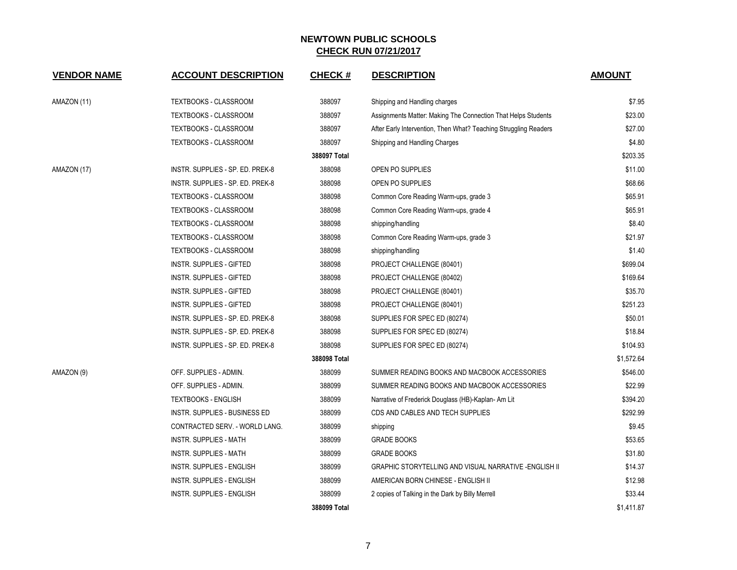# NEWTOWN PUBLIC SCHOOLS

## CHECK RUN 07/21/2017

| VENDOR NAME | ACCOUNT DESCRIPTION | CHECK # | DESCRIPTION | AMOUNT |
|---|---|---|---|---|
| AMAZON (11) | TEXTBOOKS - CLASSROOM | 388097 | Shipping and Handling charges | $7.95 |
| | TEXTBOOKS - CLASSROOM | 388097 | Assignments Matter: Making The Connection That Helps Students | $23.00 |
| | TEXTBOOKS - CLASSROOM | 388097 | After Early Intervention, Then What? Teaching Struggling Readers | $27.00 |
| | TEXTBOOKS - CLASSROOM | 388097 | Shipping and Handling Charges | $4.80 |
| | | **388097 Total** | | $203.35 |
| AMAZON (17) | INSTR. SUPPLIES - SP. ED. PREK-8 | 388098 | OPEN PO SUPPLIES | $11.00 |
| | INSTR. SUPPLIES - SP. ED. PREK-8 | 388098 | OPEN PO SUPPLIES | $68.66 |
| | TEXTBOOKS - CLASSROOM | 388098 | Common Core Reading Warm-ups, grade 3 | $65.91 |
| | TEXTBOOKS - CLASSROOM | 388098 | Common Core Reading Warm-ups, grade 4 | $65.91 |
| | TEXTBOOKS - CLASSROOM | 388098 | shipping/handling | $8.40 |
| | TEXTBOOKS - CLASSROOM | 388098 | Common Core Reading Warm-ups, grade 3 | $21.97 |
| | TEXTBOOKS - CLASSROOM | 388098 | shipping/handling | $1.40 |
| | INSTR. SUPPLIES - GIFTED | 388098 | PROJECT CHALLENGE (80401) | $699.04 |
| | INSTR. SUPPLIES - GIFTED | 388098 | PROJECT CHALLENGE (80402) | $169.64 |
| | INSTR. SUPPLIES - GIFTED | 388098 | PROJECT CHALLENGE (80401) | $35.70 |
| | INSTR. SUPPLIES - GIFTED | 388098 | PROJECT CHALLENGE (80401) | $251.23 |
| | INSTR. SUPPLIES - SP. ED. PREK-8 | 388098 | SUPPLIES FOR SPEC ED (80274) | $50.01 |
| | INSTR. SUPPLIES - SP. ED. PREK-8 | 388098 | SUPPLIES FOR SPEC ED (80274) | $18.84 |
| | INSTR. SUPPLIES - SP. ED. PREK-8 | 388098 | SUPPLIES FOR SPEC ED (80274) | $104.93 |
| | | **388098 Total** | | $1,572.64 |
| AMAZON (9) | OFF. SUPPLIES - ADMIN. | 388099 | SUMMER READING BOOKS AND MACBOOK ACCESSORIES | $546.00 |
| | OFF. SUPPLIES - ADMIN. | 388099 | SUMMER READING BOOKS AND MACBOOK ACCESSORIES | $22.99 |
| | TEXTBOOKS - ENGLISH | 388099 | Narrative of Frederick Douglass (HB)-Kaplan- Am Lit | $394.20 |
| | INSTR. SUPPLIES - BUSINESS ED | 388099 | CDS AND CABLES AND TECH SUPPLIES | $292.99 |
| | CONTRACTED SERV. - WORLD LANG. | 388099 | shipping | $9.45 |
| | INSTR. SUPPLIES - MATH | 388099 | GRADE BOOKS | $53.65 |
| | INSTR. SUPPLIES - MATH | 388099 | GRADE BOOKS | $31.80 |
| | INSTR. SUPPLIES - ENGLISH | 388099 | GRAPHIC STORYTELLING AND VISUAL NARRATIVE -ENGLISH II | $14.37 |
| | INSTR. SUPPLIES - ENGLISH | 388099 | AMERICAN BORN CHINESE - ENGLISH II | $12.98 |
| | INSTR. SUPPLIES - ENGLISH | 388099 | 2 copies of Talking in the Dark by Billy Merrell | $33.44 |
| | | **388099 Total** | | $1,411.87 |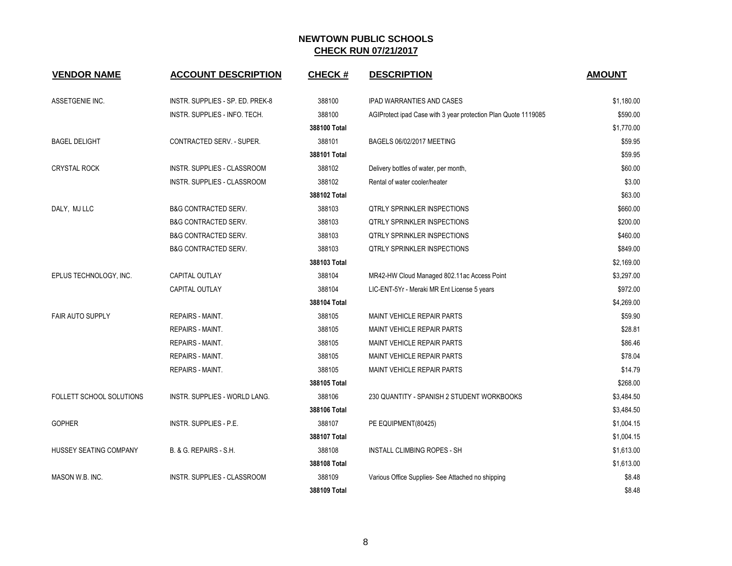# NEWTOWN PUBLIC SCHOOLS

## CHECK RUN 07/21/2017

| VENDOR NAME | ACCOUNT DESCRIPTION | CHECK # | DESCRIPTION | AMOUNT |
|---|---|---|---|---|
| ASSETGENIE INC. | INSTR. SUPPLIES - SP. ED. PREK-8 | 388100 | IPAD WARRANTIES AND CASES | $1,180.00 |
| | INSTR. SUPPLIES - INFO. TECH. | 388100 | AGIProtect ipad Case with 3 year protection Plan Quote 1119085 | $590.00 |
| | | **388100 Total** | | $1,770.00 |
| BAGEL DELIGHT | CONTRACTED SERV. - SUPER. | 388101 | BAGELS 06/02/2017 MEETING | $59.95 |
| | | **388101 Total** | | $59.95 |
| CRYSTAL ROCK | INSTR. SUPPLIES - CLASSROOM | 388102 | Delivery bottles of water, per month, | $60.00 |
| | INSTR. SUPPLIES - CLASSROOM | 388102 | Rental of water cooler/heater | $3.00 |
| | | **388102 Total** | | $63.00 |
| DALY, MJ LLC | B&G CONTRACTED SERV. | 388103 | QTRLY SPRINKLER INSPECTIONS | $660.00 |
| | B&G CONTRACTED SERV. | 388103 | QTRLY SPRINKLER INSPECTIONS | $200.00 |
| | B&G CONTRACTED SERV. | 388103 | QTRLY SPRINKLER INSPECTIONS | $460.00 |
| | B&G CONTRACTED SERV. | 388103 | QTRLY SPRINKLER INSPECTIONS | $849.00 |
| | | **388103 Total** | | $2,169.00 |
| EPLUS TECHNOLOGY, INC. | CAPITAL OUTLAY | 388104 | MR42-HW Cloud Managed 802.11ac Access Point | $3,297.00 |
| | CAPITAL OUTLAY | 388104 | LIC-ENT-5Yr - Meraki MR Ent License 5 years | $972.00 |
| | | **388104 Total** | | $4,269.00 |
| FAIR AUTO SUPPLY | REPAIRS - MAINT. | 388105 | MAINT VEHICLE REPAIR PARTS | $59.90 |
| | REPAIRS - MAINT. | 388105 | MAINT VEHICLE REPAIR PARTS | $28.81 |
| | REPAIRS - MAINT. | 388105 | MAINT VEHICLE REPAIR PARTS | $86.46 |
| | REPAIRS - MAINT. | 388105 | MAINT VEHICLE REPAIR PARTS | $78.04 |
| | REPAIRS - MAINT. | 388105 | MAINT VEHICLE REPAIR PARTS | $14.79 |
| | | **388105 Total** | | $268.00 |
| FOLLETT SCHOOL SOLUTIONS | INSTR. SUPPLIES - WORLD LANG. | 388106 | 230 QUANTITY - SPANISH 2 STUDENT WORKBOOKS | $3,484.50 |
| | | **388106 Total** | | $3,484.50 |
| GOPHER | INSTR. SUPPLIES - P.E. | 388107 | PE EQUIPMENT(80425) | $1,004.15 |
| | | **388107 Total** | | $1,004.15 |
| HUSSEY SEATING COMPANY | B. & G. REPAIRS - S.H. | 388108 | INSTALL CLIMBING ROPES - SH | $1,613.00 |
| | | **388108 Total** | | $1,613.00 |
| MASON W.B. INC. | INSTR. SUPPLIES - CLASSROOM | 388109 | Various Office Supplies- See Attached no shipping | $8.48 |
| | | **388109 Total** | | $8.48 |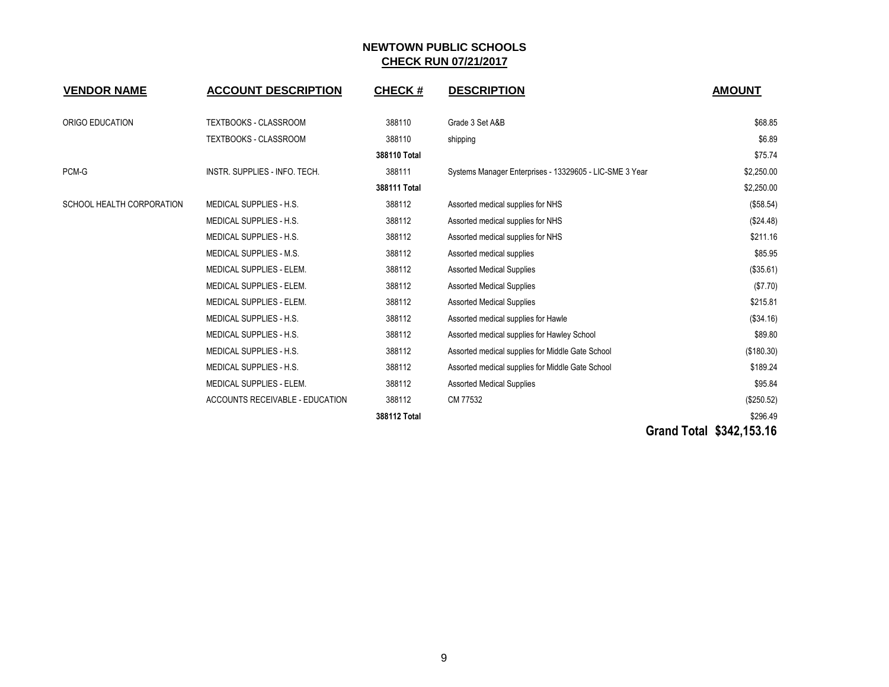**NEWTOWN PUBLIC SCHOOLS**

**CHECK RUN 07/21/2017**

| VENDOR NAME | ACCOUNT DESCRIPTION | CHECK # | DESCRIPTION | AMOUNT |
|---|---|---|---|---|
| ORIGO EDUCATION | TEXTBOOKS - CLASSROOM | 388110 | Grade 3 Set A&B | $68.85 |
| | TEXTBOOKS - CLASSROOM | 388110 | shipping | $6.89 |
| | | **388110 Total** | | $75.74 |
| PCM-G | INSTR. SUPPLIES - INFO. TECH. | 388111 | Systems Manager Enterprises - 13329605 - LIC-SME 3 Year | $2,250.00 |
| | | **388111 Total** | | $2,250.00 |
| SCHOOL HEALTH CORPORATION | MEDICAL SUPPLIES - H.S. | 388112 | Assorted medical supplies for NHS | ($58.54) |
| | MEDICAL SUPPLIES - H.S. | 388112 | Assorted medical supplies for NHS | ($24.48) |
| | MEDICAL SUPPLIES - H.S. | 388112 | Assorted medical supplies for NHS | $211.16 |
| | MEDICAL SUPPLIES - M.S. | 388112 | Assorted medical supplies | $85.95 |
| | MEDICAL SUPPLIES - ELEM. | 388112 | Assorted Medical Supplies | ($35.61) |
| | MEDICAL SUPPLIES - ELEM. | 388112 | Assorted Medical Supplies | ($7.70) |
| | MEDICAL SUPPLIES - ELEM. | 388112 | Assorted Medical Supplies | $215.81 |
| | MEDICAL SUPPLIES - H.S. | 388112 | Assorted medical supplies for Hawle | ($34.16) |
| | MEDICAL SUPPLIES - H.S. | 388112 | Assorted medical supplies for Hawley School | $89.80 |
| | MEDICAL SUPPLIES - H.S. | 388112 | Assorted medical supplies for Middle Gate School | ($180.30) |
| | MEDICAL SUPPLIES - H.S. | 388112 | Assorted medical supplies for Middle Gate School | $189.24 |
| | MEDICAL SUPPLIES - ELEM. | 388112 | Assorted Medical Supplies | $95.84 |
| | ACCOUNTS RECEIVABLE - EDUCATION | 388112 | CM 77532 | ($250.52) |
| | | **388112 Total** | | $296.49 |
| | | | **Grand Total** | **$342,153.16** |